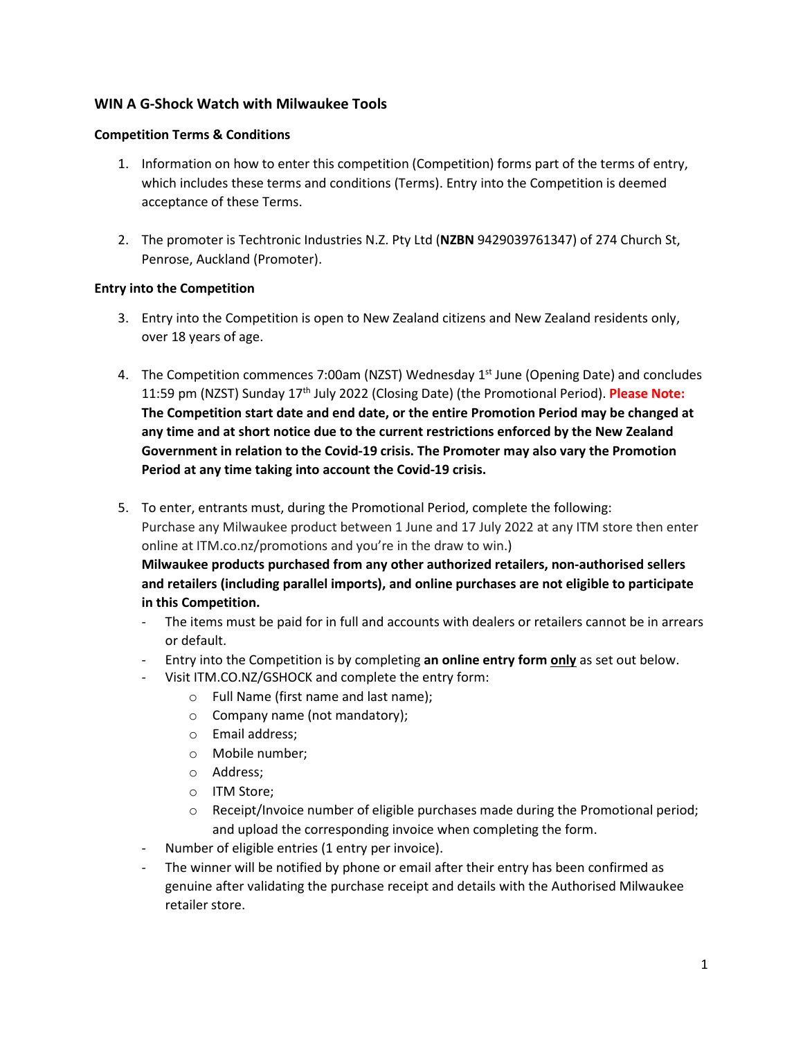### WIN A G-Shock Watch with Milwaukee Tools

**Competition Terms & Conditions**

1. Information on how to enter this competition (Competition) forms part of the terms of entry, which includes these terms and conditions (Terms). Entry into the Competition is deemed acceptance of these Terms.

2. The promoter is Techtronic Industries N.Z. Pty Ltd (**NZBN** 9429039761347) of 274 Church St, Penrose, Auckland (Promoter).

**Entry into the Competition**

3. Entry into the Competition is open to New Zealand citizens and New Zealand residents only, over 18 years of age.

4. The Competition commences 7:00am (NZST) Wednesday 1st June (Opening Date) and concludes 11:59 pm (NZST) Sunday 17th July 2022 (Closing Date) (the Promotional Period). **Please Note: The Competition start date and end date, or the entire Promotion Period may be changed at any time and at short notice due to the current restrictions enforced by the New Zealand Government in relation to the Covid-19 crisis. The Promoter may also vary the Promotion Period at any time taking into account the Covid-19 crisis.**

5. To enter, entrants must, during the Promotional Period, complete the following:
   Purchase any Milwaukee product between 1 June and 17 July 2022 at any ITM store then enter online at ITM.co.nz/promotions and you're in the draw to win.)
   **Milwaukee products purchased from any other authorized retailers, non-authorised sellers and retailers (including parallel imports), and online purchases are not eligible to participate in this Competition.**
   - The items must be paid for in full and accounts with dealers or retailers cannot be in arrears or default.
   - Entry into the Competition is by completing **an online entry form only** as set out below.
   - Visit ITM.CO.NZ/GSHOCK and complete the entry form:
     - Full Name (first name and last name);
     - Company name (not mandatory);
     - Email address;
     - Mobile number;
     - Address;
     - ITM Store;
     - Receipt/Invoice number of eligible purchases made during the Promotional period; and upload the corresponding invoice when completing the form.
   - Number of eligible entries (1 entry per invoice).
   - The winner will be notified by phone or email after their entry has been confirmed as genuine after validating the purchase receipt and details with the Authorised Milwaukee retailer store.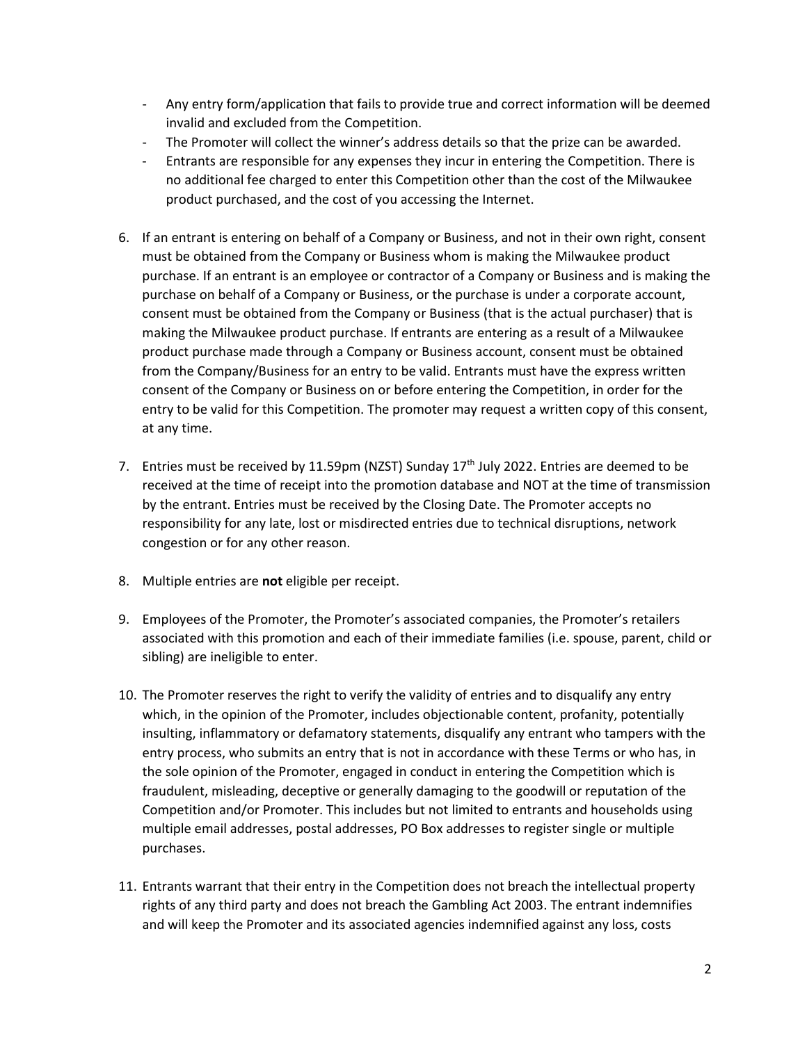- Any entry form/application that fails to provide true and correct information will be deemed invalid and excluded from the Competition.
- The Promoter will collect the winner's address details so that the prize can be awarded.
- Entrants are responsible for any expenses they incur in entering the Competition. There is no additional fee charged to enter this Competition other than the cost of the Milwaukee product purchased, and the cost of you accessing the Internet.

6. If an entrant is entering on behalf of a Company or Business, and not in their own right, consent must be obtained from the Company or Business whom is making the Milwaukee product purchase. If an entrant is an employee or contractor of a Company or Business and is making the purchase on behalf of a Company or Business, or the purchase is under a corporate account, consent must be obtained from the Company or Business (that is the actual purchaser) that is making the Milwaukee product purchase. If entrants are entering as a result of a Milwaukee product purchase made through a Company or Business account, consent must be obtained from the Company/Business for an entry to be valid. Entrants must have the express written consent of the Company or Business on or before entering the Competition, in order for the entry to be valid for this Competition. The promoter may request a written copy of this consent, at any time.

7. Entries must be received by 11.59pm (NZST) Sunday 17th July 2022. Entries are deemed to be received at the time of receipt into the promotion database and NOT at the time of transmission by the entrant. Entries must be received by the Closing Date. The Promoter accepts no responsibility for any late, lost or misdirected entries due to technical disruptions, network congestion or for any other reason.

8. Multiple entries are **not** eligible per receipt.

9. Employees of the Promoter, the Promoter's associated companies, the Promoter's retailers associated with this promotion and each of their immediate families (i.e. spouse, parent, child or sibling) are ineligible to enter.

10. The Promoter reserves the right to verify the validity of entries and to disqualify any entry which, in the opinion of the Promoter, includes objectionable content, profanity, potentially insulting, inflammatory or defamatory statements, disqualify any entrant who tampers with the entry process, who submits an entry that is not in accordance with these Terms or who has, in the sole opinion of the Promoter, engaged in conduct in entering the Competition which is fraudulent, misleading, deceptive or generally damaging to the goodwill or reputation of the Competition and/or Promoter. This includes but not limited to entrants and households using multiple email addresses, postal addresses, PO Box addresses to register single or multiple purchases.

11. Entrants warrant that their entry in the Competition does not breach the intellectual property rights of any third party and does not breach the Gambling Act 2003. The entrant indemnifies and will keep the Promoter and its associated agencies indemnified against any loss, costs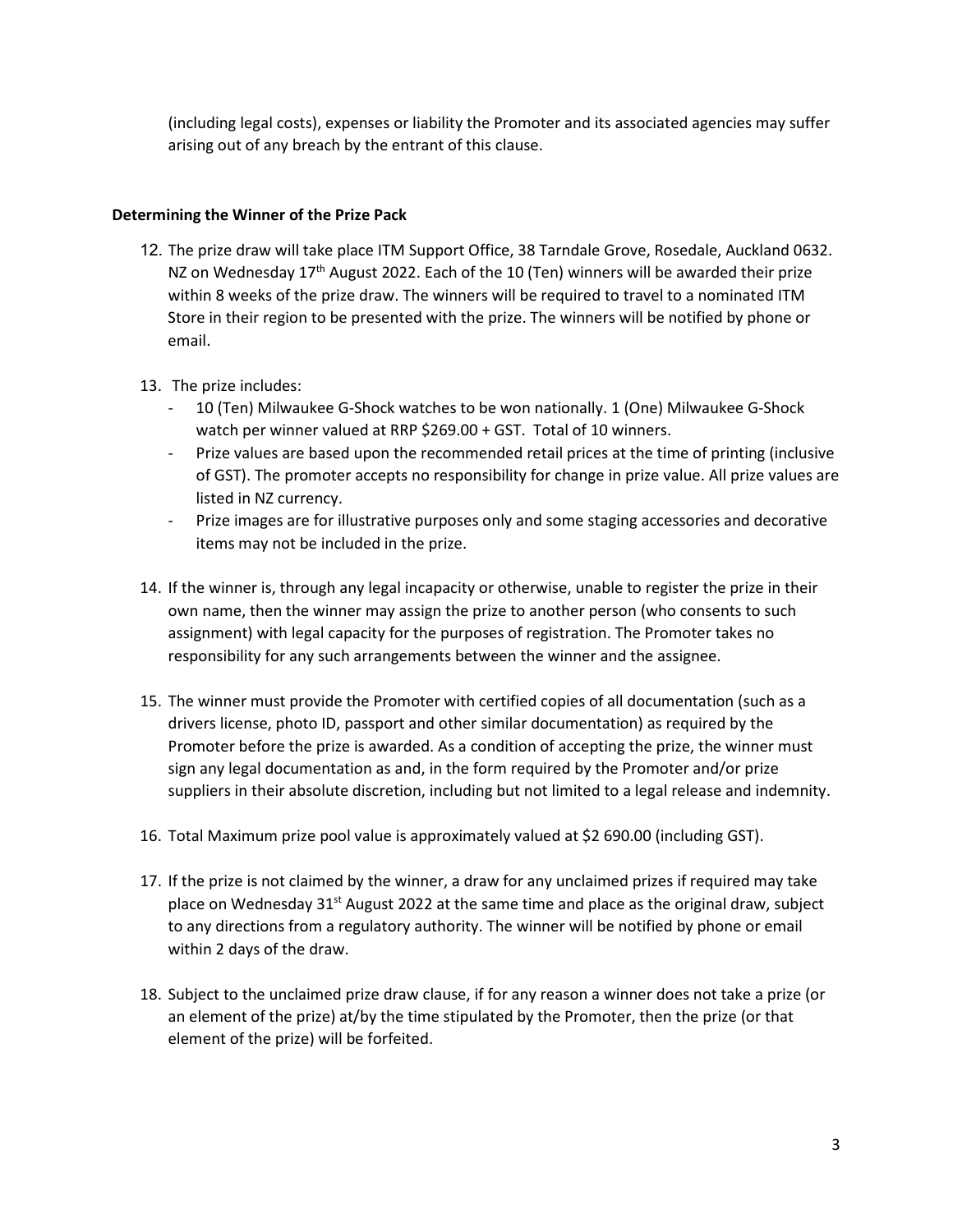(including legal costs), expenses or liability the Promoter and its associated agencies may suffer arising out of any breach by the entrant of this clause.

**Determining the Winner of the Prize Pack**

12. The prize draw will take place ITM Support Office, 38 Tarndale Grove, Rosedale, Auckland 0632. NZ on Wednesday 17th August 2022. Each of the 10 (Ten) winners will be awarded their prize within 8 weeks of the prize draw. The winners will be required to travel to a nominated ITM Store in their region to be presented with the prize. The winners will be notified by phone or email.

13. The prize includes:
    - 10 (Ten) Milwaukee G-Shock watches to be won nationally. 1 (One) Milwaukee G-Shock watch per winner valued at RRP $269.00 + GST. Total of 10 winners.
    - Prize values are based upon the recommended retail prices at the time of printing (inclusive of GST). The promoter accepts no responsibility for change in prize value. All prize values are listed in NZ currency.
    - Prize images are for illustrative purposes only and some staging accessories and decorative items may not be included in the prize.

14. If the winner is, through any legal incapacity or otherwise, unable to register the prize in their own name, then the winner may assign the prize to another person (who consents to such assignment) with legal capacity for the purposes of registration. The Promoter takes no responsibility for any such arrangements between the winner and the assignee.

15. The winner must provide the Promoter with certified copies of all documentation (such as a drivers license, photo ID, passport and other similar documentation) as required by the Promoter before the prize is awarded. As a condition of accepting the prize, the winner must sign any legal documentation as and, in the form required by the Promoter and/or prize suppliers in their absolute discretion, including but not limited to a legal release and indemnity.

16. Total Maximum prize pool value is approximately valued at $2 690.00 (including GST).

17. If the prize is not claimed by the winner, a draw for any unclaimed prizes if required may take place on Wednesday 31st August 2022 at the same time and place as the original draw, subject to any directions from a regulatory authority. The winner will be notified by phone or email within 2 days of the draw.

18. Subject to the unclaimed prize draw clause, if for any reason a winner does not take a prize (or an element of the prize) at/by the time stipulated by the Promoter, then the prize (or that element of the prize) will be forfeited.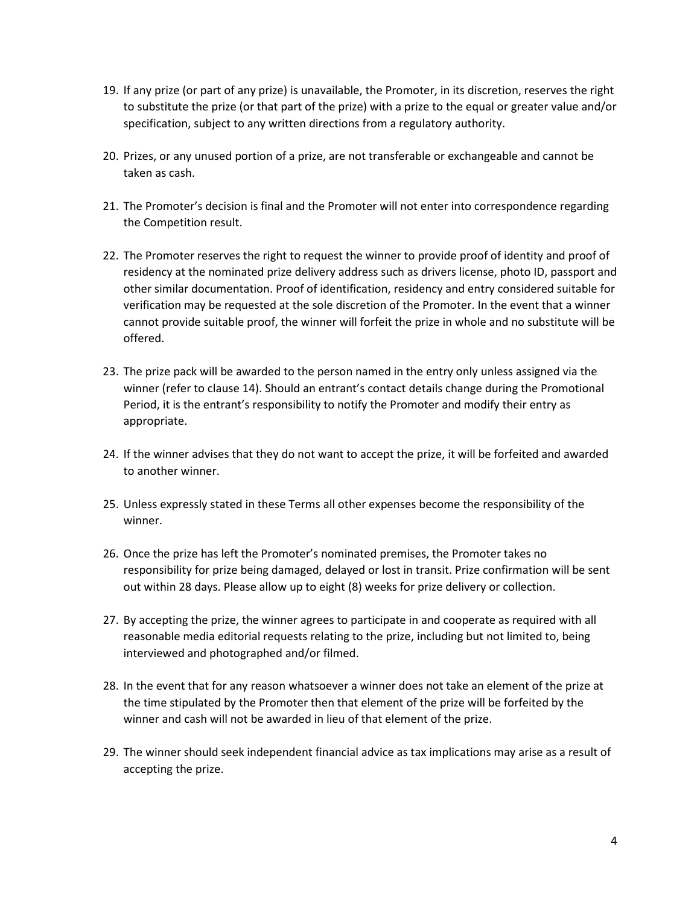19. If any prize (or part of any prize) is unavailable, the Promoter, in its discretion, reserves the right to substitute the prize (or that part of the prize) with a prize to the equal or greater value and/or specification, subject to any written directions from a regulatory authority.

20. Prizes, or any unused portion of a prize, are not transferable or exchangeable and cannot be taken as cash.

21. The Promoter's decision is final and the Promoter will not enter into correspondence regarding the Competition result.

22. The Promoter reserves the right to request the winner to provide proof of identity and proof of residency at the nominated prize delivery address such as drivers license, photo ID, passport and other similar documentation. Proof of identification, residency and entry considered suitable for verification may be requested at the sole discretion of the Promoter. In the event that a winner cannot provide suitable proof, the winner will forfeit the prize in whole and no substitute will be offered.

23. The prize pack will be awarded to the person named in the entry only unless assigned via the winner (refer to clause 14). Should an entrant's contact details change during the Promotional Period, it is the entrant's responsibility to notify the Promoter and modify their entry as appropriate.

24. If the winner advises that they do not want to accept the prize, it will be forfeited and awarded to another winner.

25. Unless expressly stated in these Terms all other expenses become the responsibility of the winner.

26. Once the prize has left the Promoter's nominated premises, the Promoter takes no responsibility for prize being damaged, delayed or lost in transit. Prize confirmation will be sent out within 28 days. Please allow up to eight (8) weeks for prize delivery or collection.

27. By accepting the prize, the winner agrees to participate in and cooperate as required with all reasonable media editorial requests relating to the prize, including but not limited to, being interviewed and photographed and/or filmed.

28. In the event that for any reason whatsoever a winner does not take an element of the prize at the time stipulated by the Promoter then that element of the prize will be forfeited by the winner and cash will not be awarded in lieu of that element of the prize.

29. The winner should seek independent financial advice as tax implications may arise as a result of accepting the prize.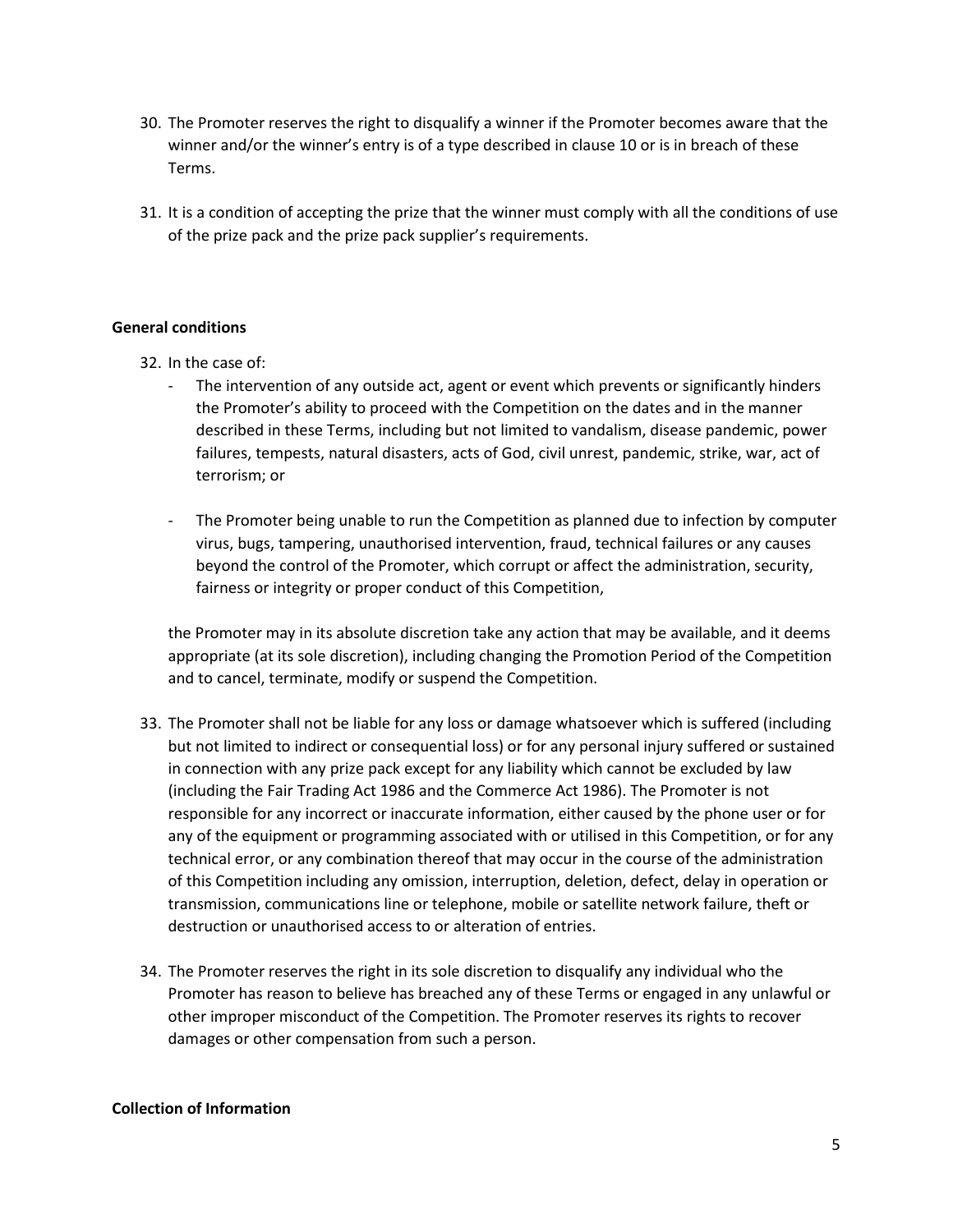30. The Promoter reserves the right to disqualify a winner if the Promoter becomes aware that the winner and/or the winner's entry is of a type described in clause 10 or is in breach of these Terms.

31. It is a condition of accepting the prize that the winner must comply with all the conditions of use of the prize pack and the prize pack supplier's requirements.

**General conditions**

32. In the case of:
    - The intervention of any outside act, agent or event which prevents or significantly hinders the Promoter's ability to proceed with the Competition on the dates and in the manner described in these Terms, including but not limited to vandalism, disease pandemic, power failures, tempests, natural disasters, acts of God, civil unrest, pandemic, strike, war, act of terrorism; or
    - The Promoter being unable to run the Competition as planned due to infection by computer virus, bugs, tampering, unauthorised intervention, fraud, technical failures or any causes beyond the control of the Promoter, which corrupt or affect the administration, security, fairness or integrity or proper conduct of this Competition,

    the Promoter may in its absolute discretion take any action that may be available, and it deems appropriate (at its sole discretion), including changing the Promotion Period of the Competition and to cancel, terminate, modify or suspend the Competition.

33. The Promoter shall not be liable for any loss or damage whatsoever which is suffered (including but not limited to indirect or consequential loss) or for any personal injury suffered or sustained in connection with any prize pack except for any liability which cannot be excluded by law (including the Fair Trading Act 1986 and the Commerce Act 1986). The Promoter is not responsible for any incorrect or inaccurate information, either caused by the phone user or for any of the equipment or programming associated with or utilised in this Competition, or for any technical error, or any combination thereof that may occur in the course of the administration of this Competition including any omission, interruption, deletion, defect, delay in operation or transmission, communications line or telephone, mobile or satellite network failure, theft or destruction or unauthorised access to or alteration of entries.

34. The Promoter reserves the right in its sole discretion to disqualify any individual who the Promoter has reason to believe has breached any of these Terms or engaged in any unlawful or other improper misconduct of the Competition. The Promoter reserves its rights to recover damages or other compensation from such a person.

**Collection of Information**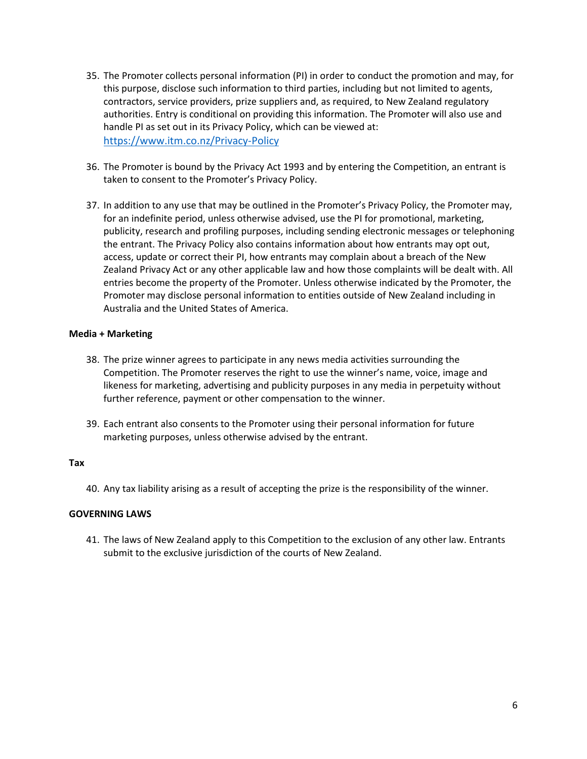35. The Promoter collects personal information (PI) in order to conduct the promotion and may, for this purpose, disclose such information to third parties, including but not limited to agents, contractors, service providers, prize suppliers and, as required, to New Zealand regulatory authorities. Entry is conditional on providing this information. The Promoter will also use and handle PI as set out in its Privacy Policy, which can be viewed at: [https://www.itm.co.nz/Privacy-Policy](https://www.itm.co.nz/Privacy-Policy)

36. The Promoter is bound by the Privacy Act 1993 and by entering the Competition, an entrant is taken to consent to the Promoter's Privacy Policy.

37. In addition to any use that may be outlined in the Promoter's Privacy Policy, the Promoter may, for an indefinite period, unless otherwise advised, use the PI for promotional, marketing, publicity, research and profiling purposes, including sending electronic messages or telephoning the entrant. The Privacy Policy also contains information about how entrants may opt out, access, update or correct their PI, how entrants may complain about a breach of the New Zealand Privacy Act or any other applicable law and how those complaints will be dealt with. All entries become the property of the Promoter. Unless otherwise indicated by the Promoter, the Promoter may disclose personal information to entities outside of New Zealand including in Australia and the United States of America.

**Media + Marketing**

38. The prize winner agrees to participate in any news media activities surrounding the Competition. The Promoter reserves the right to use the winner's name, voice, image and likeness for marketing, advertising and publicity purposes in any media in perpetuity without further reference, payment or other compensation to the winner.

39. Each entrant also consents to the Promoter using their personal information for future marketing purposes, unless otherwise advised by the entrant.

**Tax**

40. Any tax liability arising as a result of accepting the prize is the responsibility of the winner.

**GOVERNING LAWS**

41. The laws of New Zealand apply to this Competition to the exclusion of any other law. Entrants submit to the exclusive jurisdiction of the courts of New Zealand.